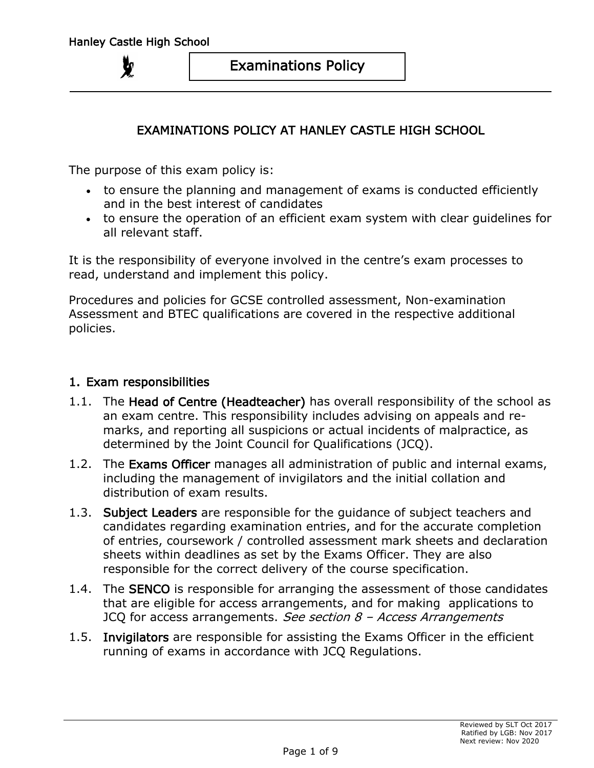# EXAMINATIONS POLICY AT HANLEY CASTLE HIGH SCHOOL

The purpose of this exam policy is:

- to ensure the planning and management of exams is conducted efficiently and in the best interest of candidates
- to ensure the operation of an efficient exam system with clear guidelines for all relevant staff.

It is the responsibility of everyone involved in the centre's exam processes to read, understand and implement this policy.

Procedures and policies for GCSE controlled assessment, Non-examination Assessment and BTEC qualifications are covered in the respective additional policies.

## 1. Exam responsibilities

1.1. The **Head of Centre (Headteacher)** has overall responsibility of the school as an exam centre. This responsibility includes advising on appeals and re-marks, and reporting all suspicions or actual incidents of malpractice, as determined by the Joint Council for Qualifications (JCQ).

1.2. The **Exams Officer** manages all administration of public and internal exams, including the management of invigilators and the initial collation and distribution of exam results.

1.3. **Subject Leaders** are responsible for the guidance of subject teachers and candidates regarding examination entries, and for the accurate completion of entries, coursework / controlled assessment mark sheets and declaration sheets within deadlines as set by the Exams Officer. They are also responsible for the correct delivery of the course specification.

1.4. The **SENCO** is responsible for arranging the assessment of those candidates that are eligible for access arrangements, and for making applications to JCQ for access arrangements. *See section 8 – Access Arrangements*

1.5. **Invigilators** are responsible for assisting the Exams Officer in the efficient running of exams in accordance with JCQ Regulations.

Reviewed by SLT Oct 2017
Ratified by LGB: Nov 2017
Next review: Nov 2020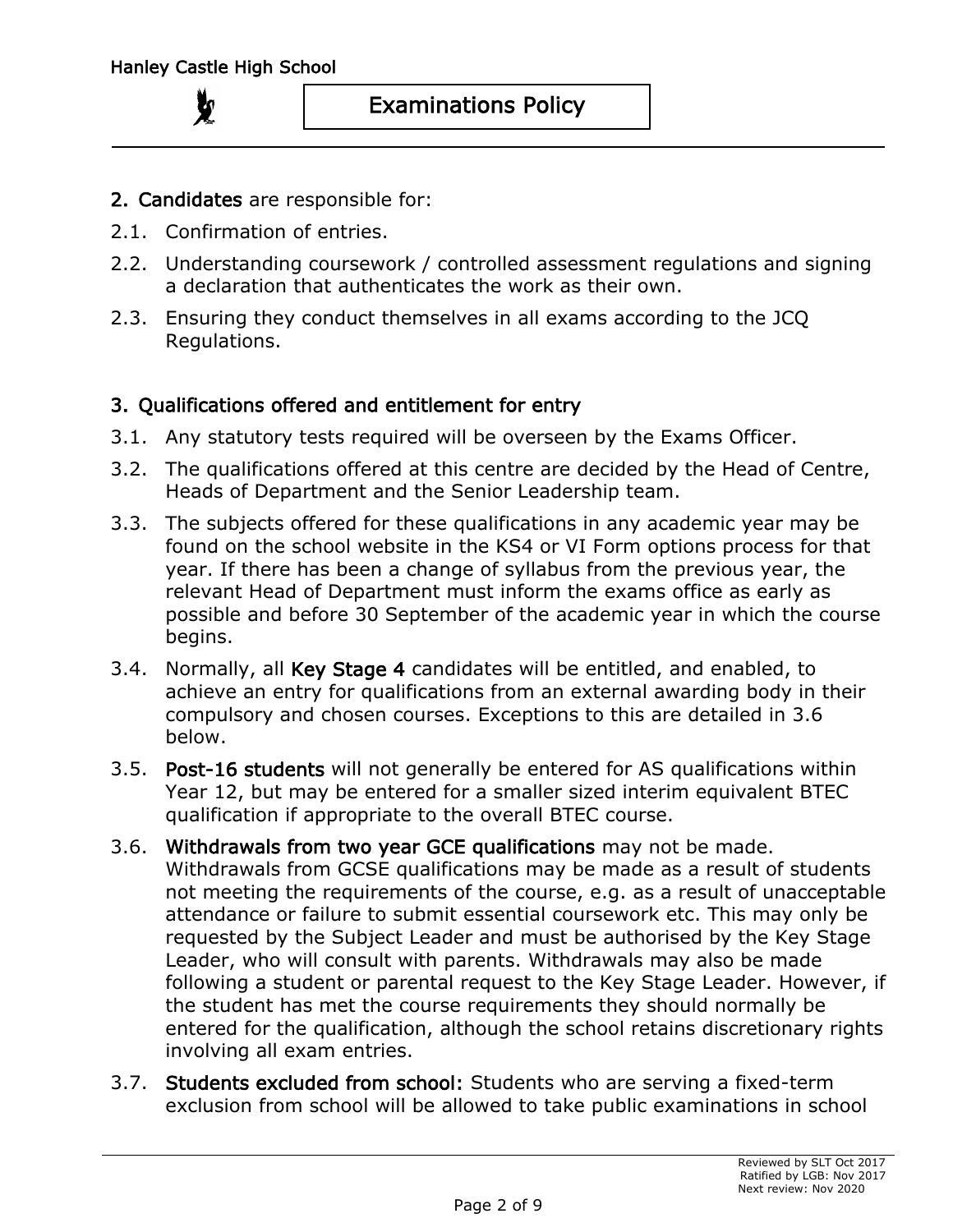## 2. Candidates are responsible for:

2.1. Confirmation of entries.

2.2. Understanding coursework / controlled assessment regulations and signing a declaration that authenticates the work as their own.

2.3. Ensuring they conduct themselves in all exams according to the JCQ Regulations.

## 3. Qualifications offered and entitlement for entry

3.1. Any statutory tests required will be overseen by the Exams Officer.

3.2. The qualifications offered at this centre are decided by the Head of Centre, Heads of Department and the Senior Leadership team.

3.3. The subjects offered for these qualifications in any academic year may be found on the school website in the KS4 or VI Form options process for that year. If there has been a change of syllabus from the previous year, the relevant Head of Department must inform the exams office as early as possible and before 30 September of the academic year in which the course begins.

3.4. Normally, all **Key Stage 4** candidates will be entitled, and enabled, to achieve an entry for qualifications from an external awarding body in their compulsory and chosen courses. Exceptions to this are detailed in 3.6 below.

3.5. **Post-16 students** will not generally be entered for AS qualifications within Year 12, but may be entered for a smaller sized interim equivalent BTEC qualification if appropriate to the overall BTEC course.

3.6. **Withdrawals from two year GCE qualifications** may not be made. Withdrawals from GCSE qualifications may be made as a result of students not meeting the requirements of the course, e.g. as a result of unacceptable attendance or failure to submit essential coursework etc. This may only be requested by the Subject Leader and must be authorised by the Key Stage Leader, who will consult with parents. Withdrawals may also be made following a student or parental request to the Key Stage Leader. However, if the student has met the course requirements they should normally be entered for the qualification, although the school retains discretionary rights involving all exam entries.

3.7. **Students excluded from school:** Students who are serving a fixed-term exclusion from school will be allowed to take public examinations in school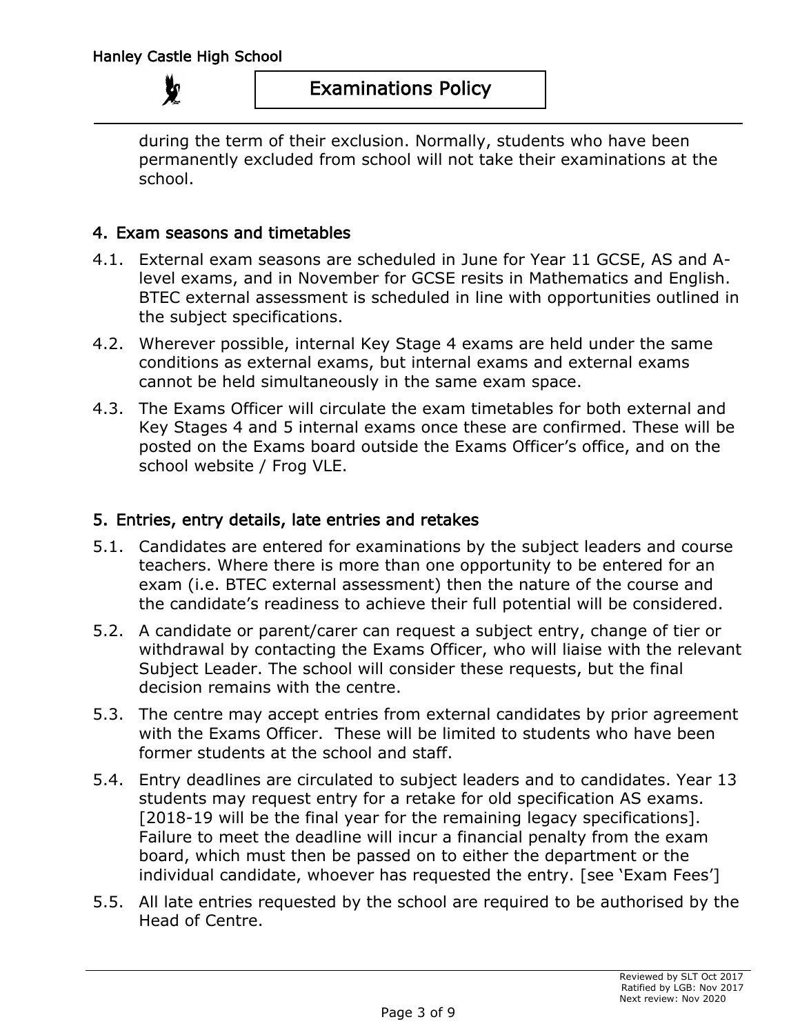during the term of their exclusion. Normally, students who have been permanently excluded from school will not take their examinations at the school.

## 4. Exam seasons and timetables

4.1. External exam seasons are scheduled in June for Year 11 GCSE, AS and A-level exams, and in November for GCSE resits in Mathematics and English. BTEC external assessment is scheduled in line with opportunities outlined in the subject specifications.

4.2. Wherever possible, internal Key Stage 4 exams are held under the same conditions as external exams, but internal exams and external exams cannot be held simultaneously in the same exam space.

4.3. The Exams Officer will circulate the exam timetables for both external and Key Stages 4 and 5 internal exams once these are confirmed. These will be posted on the Exams board outside the Exams Officer's office, and on the school website / Frog VLE.

## 5. Entries, entry details, late entries and retakes

5.1. Candidates are entered for examinations by the subject leaders and course teachers. Where there is more than one opportunity to be entered for an exam (i.e. BTEC external assessment) then the nature of the course and the candidate's readiness to achieve their full potential will be considered.

5.2. A candidate or parent/carer can request a subject entry, change of tier or withdrawal by contacting the Exams Officer, who will liaise with the relevant Subject Leader. The school will consider these requests, but the final decision remains with the centre.

5.3. The centre may accept entries from external candidates by prior agreement with the Exams Officer. These will be limited to students who have been former students at the school and staff.

5.4. Entry deadlines are circulated to subject leaders and to candidates. Year 13 students may request entry for a retake for old specification AS exams. [2018-19 will be the final year for the remaining legacy specifications]. Failure to meet the deadline will incur a financial penalty from the exam board, which must then be passed on to either the department or the individual candidate, whoever has requested the entry. [see 'Exam Fees']

5.5. All late entries requested by the school are required to be authorised by the Head of Centre.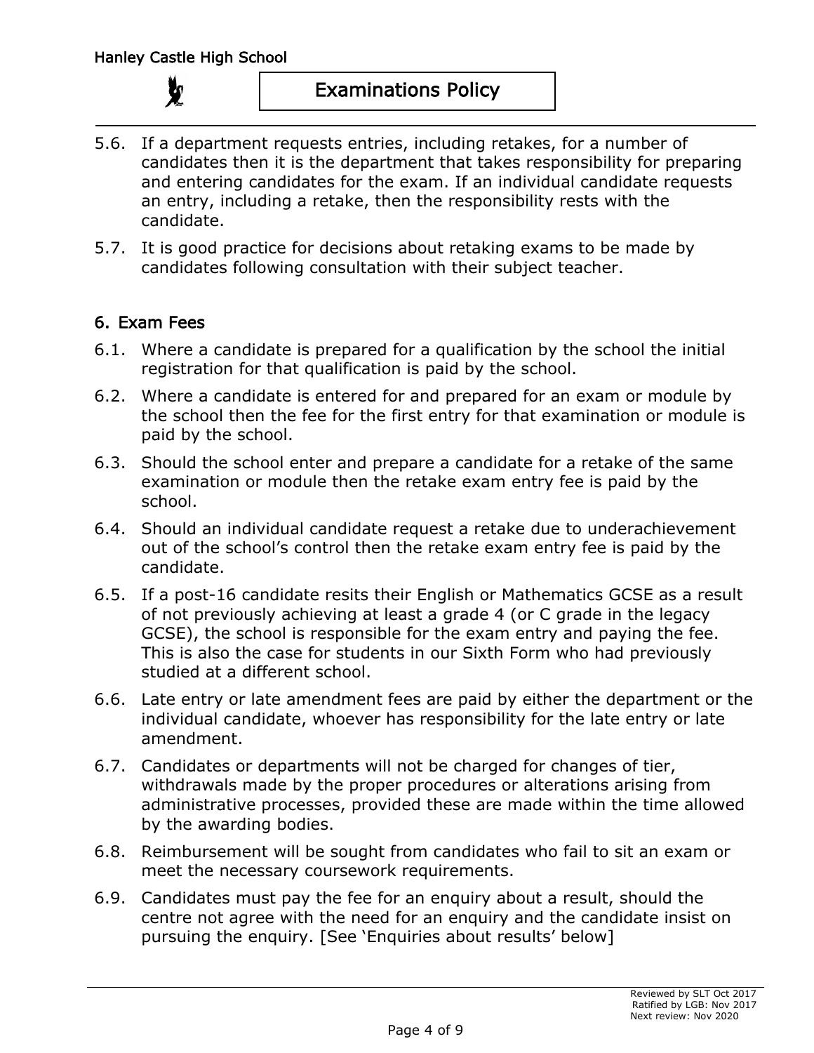5.6. If a department requests entries, including retakes, for a number of candidates then it is the department that takes responsibility for preparing and entering candidates for the exam. If an individual candidate requests an entry, including a retake, then the responsibility rests with the candidate.

5.7. It is good practice for decisions about retaking exams to be made by candidates following consultation with their subject teacher.

## 6. Exam Fees

6.1. Where a candidate is prepared for a qualification by the school the initial registration for that qualification is paid by the school.

6.2. Where a candidate is entered for and prepared for an exam or module by the school then the fee for the first entry for that examination or module is paid by the school.

6.3. Should the school enter and prepare a candidate for a retake of the same examination or module then the retake exam entry fee is paid by the school.

6.4. Should an individual candidate request a retake due to underachievement out of the school's control then the retake exam entry fee is paid by the candidate.

6.5. If a post-16 candidate resits their English or Mathematics GCSE as a result of not previously achieving at least a grade 4 (or C grade in the legacy GCSE), the school is responsible for the exam entry and paying the fee. This is also the case for students in our Sixth Form who had previously studied at a different school.

6.6. Late entry or late amendment fees are paid by either the department or the individual candidate, whoever has responsibility for the late entry or late amendment.

6.7. Candidates or departments will not be charged for changes of tier, withdrawals made by the proper procedures or alterations arising from administrative processes, provided these are made within the time allowed by the awarding bodies.

6.8. Reimbursement will be sought from candidates who fail to sit an exam or meet the necessary coursework requirements.

6.9. Candidates must pay the fee for an enquiry about a result, should the centre not agree with the need for an enquiry and the candidate insist on pursuing the enquiry. [See 'Enquiries about results' below]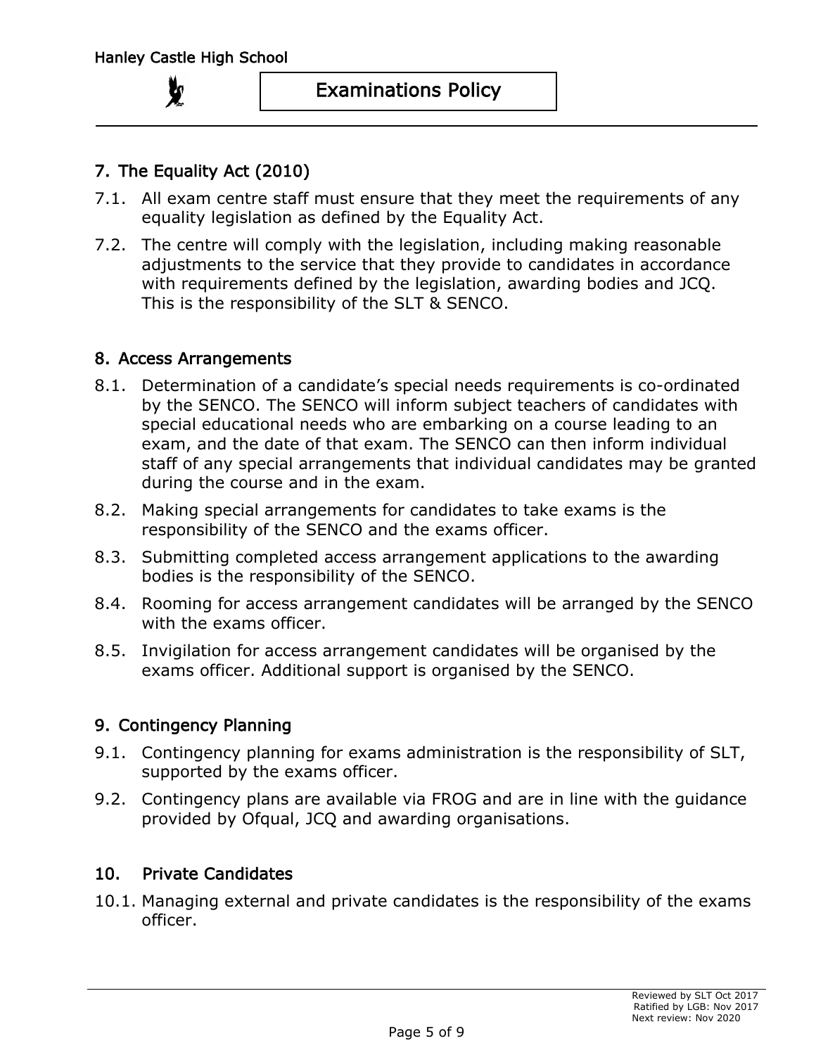## 7. The Equality Act (2010)

7.1. All exam centre staff must ensure that they meet the requirements of any equality legislation as defined by the Equality Act.

7.2. The centre will comply with the legislation, including making reasonable adjustments to the service that they provide to candidates in accordance with requirements defined by the legislation, awarding bodies and JCQ. This is the responsibility of the SLT & SENCO.

## 8. Access Arrangements

8.1. Determination of a candidate's special needs requirements is co-ordinated by the SENCO. The SENCO will inform subject teachers of candidates with special educational needs who are embarking on a course leading to an exam, and the date of that exam. The SENCO can then inform individual staff of any special arrangements that individual candidates may be granted during the course and in the exam.

8.2. Making special arrangements for candidates to take exams is the responsibility of the SENCO and the exams officer.

8.3. Submitting completed access arrangement applications to the awarding bodies is the responsibility of the SENCO.

8.4. Rooming for access arrangement candidates will be arranged by the SENCO with the exams officer.

8.5. Invigilation for access arrangement candidates will be organised by the exams officer. Additional support is organised by the SENCO.

## 9. Contingency Planning

9.1. Contingency planning for exams administration is the responsibility of SLT, supported by the exams officer.

9.2. Contingency plans are available via FROG and are in line with the guidance provided by Ofqual, JCQ and awarding organisations.

## 10. Private Candidates

10.1. Managing external and private candidates is the responsibility of the exams officer.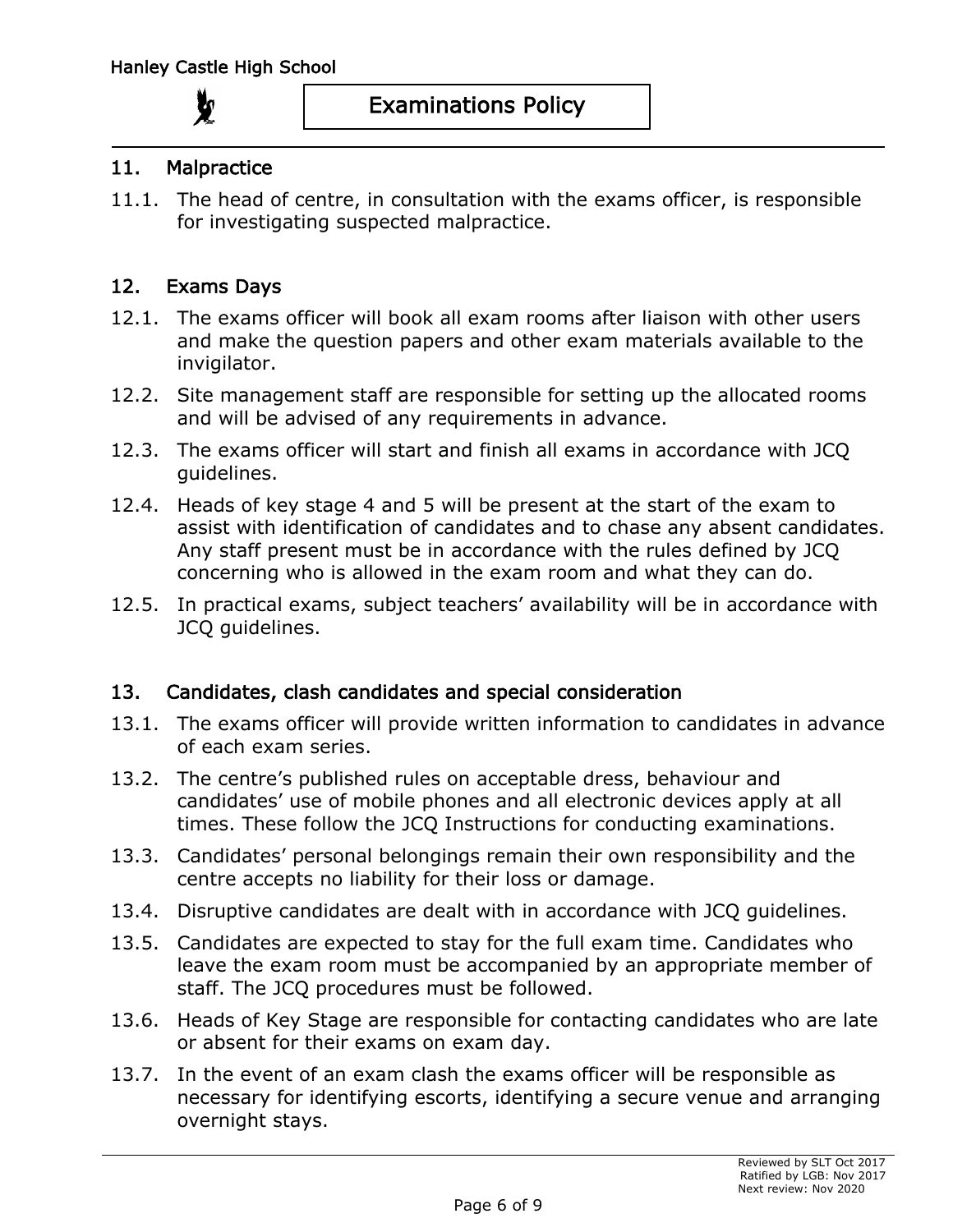## 11. Malpractice

11.1. The head of centre, in consultation with the exams officer, is responsible for investigating suspected malpractice.

## 12. Exams Days

12.1. The exams officer will book all exam rooms after liaison with other users and make the question papers and other exam materials available to the invigilator.

12.2. Site management staff are responsible for setting up the allocated rooms and will be advised of any requirements in advance.

12.3. The exams officer will start and finish all exams in accordance with JCQ guidelines.

12.4. Heads of key stage 4 and 5 will be present at the start of the exam to assist with identification of candidates and to chase any absent candidates. Any staff present must be in accordance with the rules defined by JCQ concerning who is allowed in the exam room and what they can do.

12.5. In practical exams, subject teachers' availability will be in accordance with JCQ guidelines.

## 13. Candidates, clash candidates and special consideration

13.1. The exams officer will provide written information to candidates in advance of each exam series.

13.2. The centre's published rules on acceptable dress, behaviour and candidates' use of mobile phones and all electronic devices apply at all times. These follow the JCQ Instructions for conducting examinations.

13.3. Candidates' personal belongings remain their own responsibility and the centre accepts no liability for their loss or damage.

13.4. Disruptive candidates are dealt with in accordance with JCQ guidelines.

13.5. Candidates are expected to stay for the full exam time. Candidates who leave the exam room must be accompanied by an appropriate member of staff. The JCQ procedures must be followed.

13.6. Heads of Key Stage are responsible for contacting candidates who are late or absent for their exams on exam day.

13.7. In the event of an exam clash the exams officer will be responsible as necessary for identifying escorts, identifying a secure venue and arranging overnight stays.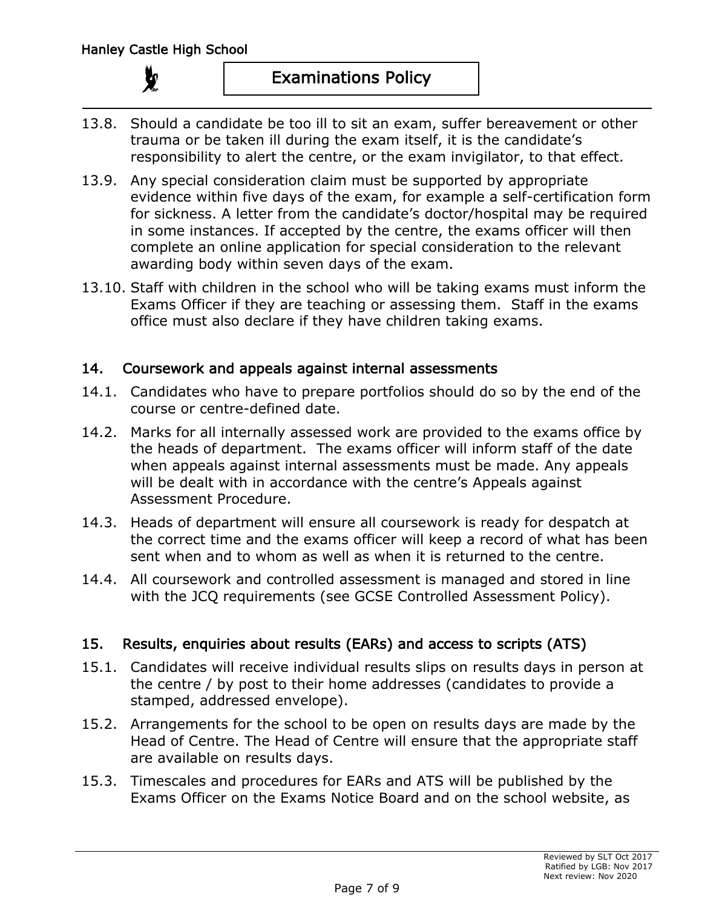13.8. Should a candidate be too ill to sit an exam, suffer bereavement or other trauma or be taken ill during the exam itself, it is the candidate's responsibility to alert the centre, or the exam invigilator, to that effect.

13.9. Any special consideration claim must be supported by appropriate evidence within five days of the exam, for example a self-certification form for sickness. A letter from the candidate's doctor/hospital may be required in some instances. If accepted by the centre, the exams officer will then complete an online application for special consideration to the relevant awarding body within seven days of the exam.

13.10. Staff with children in the school who will be taking exams must inform the Exams Officer if they are teaching or assessing them. Staff in the exams office must also declare if they have children taking exams.

## 14. Coursework and appeals against internal assessments

14.1. Candidates who have to prepare portfolios should do so by the end of the course or centre-defined date.

14.2. Marks for all internally assessed work are provided to the exams office by the heads of department. The exams officer will inform staff of the date when appeals against internal assessments must be made. Any appeals will be dealt with in accordance with the centre's Appeals against Assessment Procedure.

14.3. Heads of department will ensure all coursework is ready for despatch at the correct time and the exams officer will keep a record of what has been sent when and to whom as well as when it is returned to the centre.

14.4. All coursework and controlled assessment is managed and stored in line with the JCQ requirements (see GCSE Controlled Assessment Policy).

## 15. Results, enquiries about results (EARs) and access to scripts (ATS)

15.1. Candidates will receive individual results slips on results days in person at the centre / by post to their home addresses (candidates to provide a stamped, addressed envelope).

15.2. Arrangements for the school to be open on results days are made by the Head of Centre. The Head of Centre will ensure that the appropriate staff are available on results days.

15.3. Timescales and procedures for EARs and ATS will be published by the Exams Officer on the Exams Notice Board and on the school website, as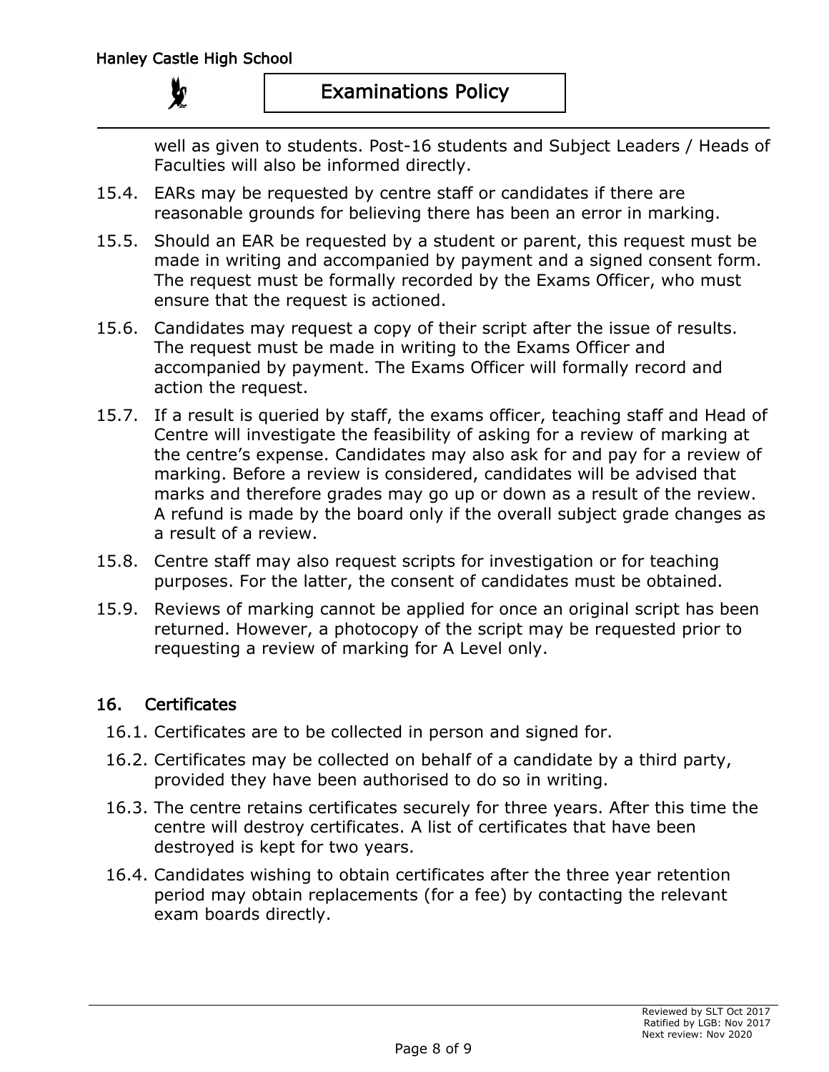well as given to students. Post-16 students and Subject Leaders / Heads of Faculties will also be informed directly.

15.4. EARs may be requested by centre staff or candidates if there are reasonable grounds for believing there has been an error in marking.

15.5. Should an EAR be requested by a student or parent, this request must be made in writing and accompanied by payment and a signed consent form. The request must be formally recorded by the Exams Officer, who must ensure that the request is actioned.

15.6. Candidates may request a copy of their script after the issue of results. The request must be made in writing to the Exams Officer and accompanied by payment. The Exams Officer will formally record and action the request.

15.7. If a result is queried by staff, the exams officer, teaching staff and Head of Centre will investigate the feasibility of asking for a review of marking at the centre's expense. Candidates may also ask for and pay for a review of marking. Before a review is considered, candidates will be advised that marks and therefore grades may go up or down as a result of the review. A refund is made by the board only if the overall subject grade changes as a result of a review.

15.8. Centre staff may also request scripts for investigation or for teaching purposes. For the latter, the consent of candidates must be obtained.

15.9. Reviews of marking cannot be applied for once an original script has been returned. However, a photocopy of the script may be requested prior to requesting a review of marking for A Level only.

## 16. Certificates

16.1. Certificates are to be collected in person and signed for.

16.2. Certificates may be collected on behalf of a candidate by a third party, provided they have been authorised to do so in writing.

16.3. The centre retains certificates securely for three years. After this time the centre will destroy certificates. A list of certificates that have been destroyed is kept for two years.

16.4. Candidates wishing to obtain certificates after the three year retention period may obtain replacements (for a fee) by contacting the relevant exam boards directly.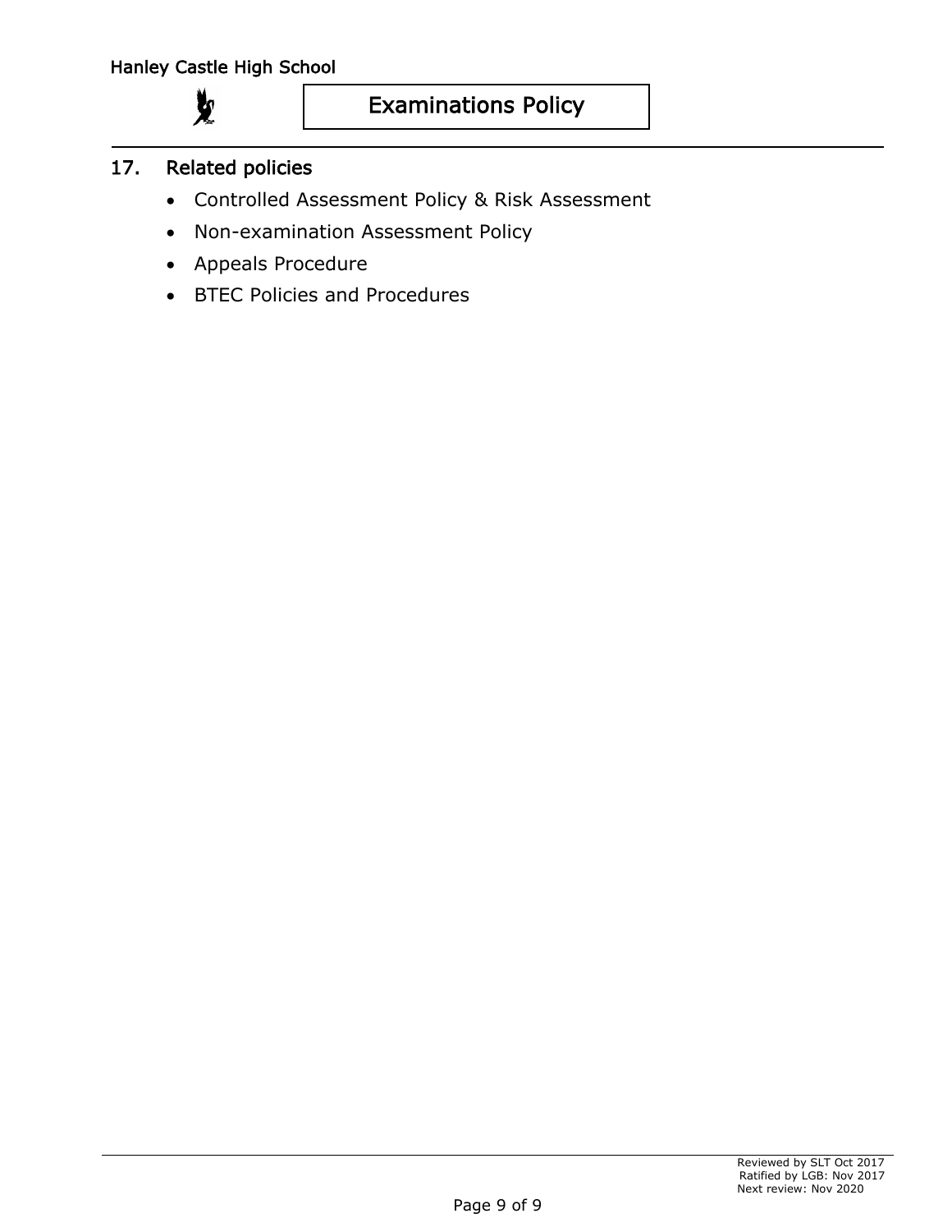## 17. Related policies

- Controlled Assessment Policy & Risk Assessment
- Non-examination Assessment Policy
- Appeals Procedure
- BTEC Policies and Procedures

Reviewed by SLT Oct 2017
Ratified by LGB: Nov 2017
Next review: Nov 2020